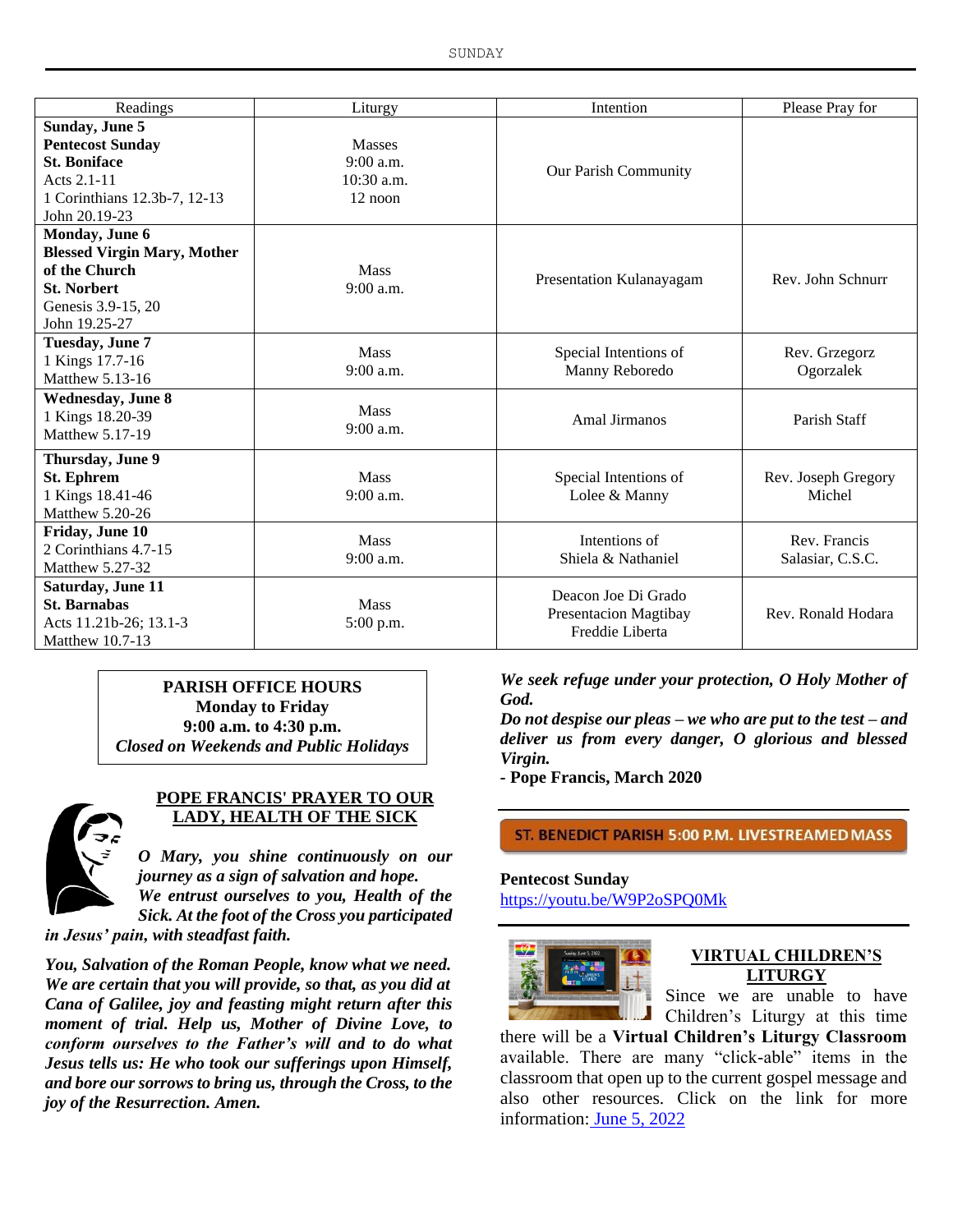| Readings | Liturgy | Intention | Please Pray for |
|---|---|---|---|
| **Sunday, June 5** <br> **Pentecost Sunday** <br> **St. Boniface** <br> Acts 2.1-11 <br> 1 Corinthians 12.3b-7, 12-13 <br> John 20.19-23 | Masses <br> 9:00 a.m. <br> 10:30 a.m. <br> 12 noon | Our Parish Community | |
| **Monday, June 6** <br> **Blessed Virgin Mary, Mother of the Church** <br> **St. Norbert** <br> Genesis 3.9-15, 20 <br> John 19.25-27 | Mass <br> 9:00 a.m. | Presentation Kulanayagam | Rev. John Schnurr |
| **Tuesday, June 7** <br> 1 Kings 17.7-16 <br> Matthew 5.13-16 | Mass <br> 9:00 a.m. | Special Intentions of Manny Reboredo | Rev. Grzegorz Ogorzalek |
| **Wednesday, June 8** <br> 1 Kings 18.20-39 <br> Matthew 5.17-19 | Mass <br> 9:00 a.m. | Amal Jirmanos | Parish Staff |
| **Thursday, June 9** <br> **St. Ephrem** <br> 1 Kings 18.41-46 <br> Matthew 5.20-26 | Mass <br> 9:00 a.m. | Special Intentions of Lolee & Manny | Rev. Joseph Gregory Michel |
| **Friday, June 10** <br> 2 Corinthians 4.7-15 <br> Matthew 5.27-32 | Mass <br> 9:00 a.m. | Intentions of Shiela & Nathaniel | Rev. Francis Salasiar, C.S.C. |
| **Saturday, June 11** <br> **St. Barnabas** <br> Acts 11.21b-26; 13.1-3 <br> Matthew 10.7-13 | Mass <br> 5:00 p.m. | Deacon Joe Di Grado <br> Presentacion Magtibay <br> Freddie Liberta | Rev. Ronald Hodara |

**PARISH OFFICE HOURS**
**Monday to Friday**
**9:00 a.m. to 4:30 p.m.**
***Closed on Weekends and Public Holidays***

## POPE FRANCIS' PRAYER TO OUR LADY, HEALTH OF THE SICK

***O Mary, you shine continuously on our journey as a sign of salvation and hope. We entrust ourselves to you, Health of the Sick. At the foot of the Cross you participated in Jesus' pain, with steadfast faith.***

***You, Salvation of the Roman People, know what we need. We are certain that you will provide, so that, as you did at Cana of Galilee, joy and feasting might return after this moment of trial. Help us, Mother of Divine Love, to conform ourselves to the Father's will and to do what Jesus tells us: He who took our sufferings upon Himself, and bore our sorrows to bring us, through the Cross, to the joy of the Resurrection. Amen.***

***We seek refuge under your protection, O Holy Mother of God.***
***Do not despise our pleas – we who are put to the test – and deliver us from every danger, O glorious and blessed Virgin.***
**- Pope Francis, March 2020**

**ST. BENEDICT PARISH 5:00 P.M. LIVESTREAMED MASS**

**Pentecost Sunday**
https://youtu.be/W9P2oSPQ0Mk

## VIRTUAL CHILDREN'S LITURGY

Since we are unable to have Children's Liturgy at this time there will be a **Virtual Children's Liturgy Classroom** available. There are many "click-able" items in the classroom that open up to the current gospel message and also other resources. Click on the link for more information: June 5, 2022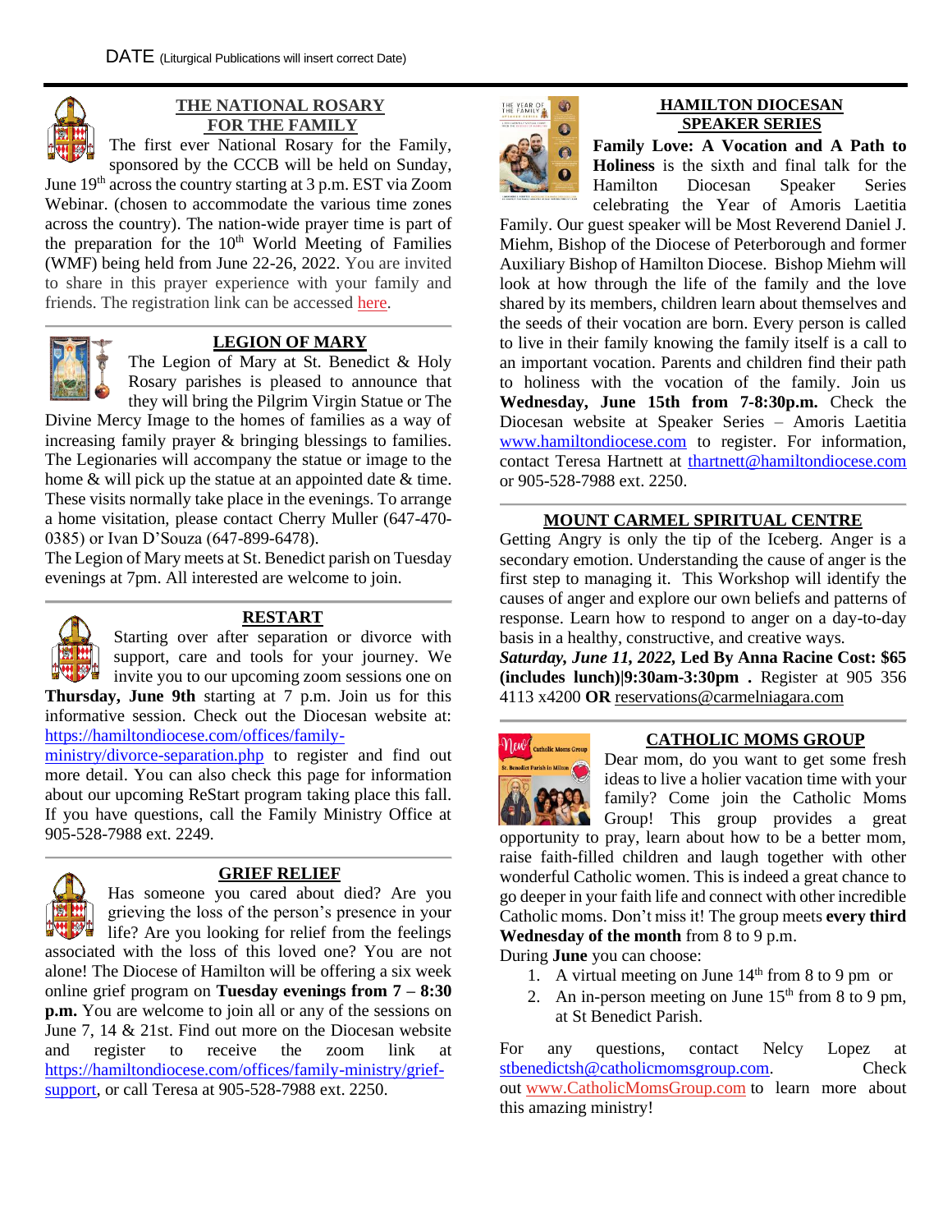DATE (Liturgical Publications will insert correct Date)

## THE NATIONAL ROSARY FOR THE FAMILY

The first ever National Rosary for the Family, sponsored by the CCCB will be held on Sunday, June 19th across the country starting at 3 p.m. EST via Zoom Webinar. (chosen to accommodate the various time zones across the country). The nation-wide prayer time is part of the preparation for the 10th World Meeting of Families (WMF) being held from June 22-26, 2022. You are invited to share in this prayer experience with your family and friends. The registration link can be accessed here.

## LEGION OF MARY

The Legion of Mary at St. Benedict & Holy Rosary parishes is pleased to announce that they will bring the Pilgrim Virgin Statue or The Divine Mercy Image to the homes of families as a way of increasing family prayer & bringing blessings to families. The Legionaries will accompany the statue or image to the home & will pick up the statue at an appointed date & time. These visits normally take place in the evenings. To arrange a home visitation, please contact Cherry Muller (647-470-0385) or Ivan D'Souza (647-899-6478).

The Legion of Mary meets at St. Benedict parish on Tuesday evenings at 7pm. All interested are welcome to join.

## RESTART

Starting over after separation or divorce with support, care and tools for your journey. We invite you to our upcoming zoom sessions one on **Thursday, June 9th** starting at 7 p.m. Join us for this informative session. Check out the Diocesan website at: https://hamiltondiocese.com/offices/family-ministry/divorce-separation.php to register and find out more detail. You can also check this page for information about our upcoming ReStart program taking place this fall. If you have questions, call the Family Ministry Office at 905-528-7988 ext. 2249.

## GRIEF RELIEF

Has someone you cared about died? Are you grieving the loss of the person's presence in your life? Are you looking for relief from the feelings associated with the loss of this loved one? You are not alone! The Diocese of Hamilton will be offering a six week online grief program on **Tuesday evenings from 7 – 8:30 p.m.** You are welcome to join all or any of the sessions on June 7, 14 & 21st. Find out more on the Diocesan website and register to receive the zoom link at https://hamiltondiocese.com/offices/family-ministry/grief-support, or call Teresa at 905-528-7988 ext. 2250.

## HAMILTON DIOCESAN SPEAKER SERIES

**Family Love: A Vocation and A Path to Holiness** is the sixth and final talk for the Hamilton Diocesan Speaker Series celebrating the Year of Amoris Laetitia Family. Our guest speaker will be Most Reverend Daniel J. Miehm, Bishop of the Diocese of Peterborough and former Auxiliary Bishop of Hamilton Diocese. Bishop Miehm will look at how through the life of the family and the love shared by its members, children learn about themselves and the seeds of their vocation are born. Every person is called to live in their family knowing the family itself is a call to an important vocation. Parents and children find their path to holiness with the vocation of the family. Join us **Wednesday, June 15th from 7-8:30p.m.** Check the Diocesan website at Speaker Series – Amoris Laetitia www.hamiltondiocese.com to register. For information, contact Teresa Hartnett at thartnett@hamiltondiocese.com or 905-528-7988 ext. 2250.

## MOUNT CARMEL SPIRITUAL CENTRE

Getting Angry is only the tip of the Iceberg. Anger is a secondary emotion. Understanding the cause of anger is the first step to managing it. This Workshop will identify the causes of anger and explore our own beliefs and patterns of response. Learn how to respond to anger on a day-to-day basis in a healthy, constructive, and creative ways.

***Saturday, June 11, 2022,*** **Led By Anna Racine Cost: $65 (includes lunch)|9:30am-3:30pm .** Register at 905 356 4113 x4200 **OR** reservations@carmelniagara.com

## CATHOLIC MOMS GROUP

Dear mom, do you want to get some fresh ideas to live a holier vacation time with your family? Come join the Catholic Moms Group! This group provides a great opportunity to pray, learn about how to be a better mom, raise faith-filled children and laugh together with other wonderful Catholic women. This is indeed a great chance to go deeper in your faith life and connect with other incredible Catholic moms. Don't miss it! The group meets **every third Wednesday of the month** from 8 to 9 p.m.

During **June** you can choose:

1. A virtual meeting on June 14th from 8 to 9 pm or
2. An in-person meeting on June 15th from 8 to 9 pm, at St Benedict Parish.

For any questions, contact Nelcy Lopez at stbenedictsh@catholicmomsgroup.com. Check out www.CatholicMomsGroup.com to learn more about this amazing ministry!